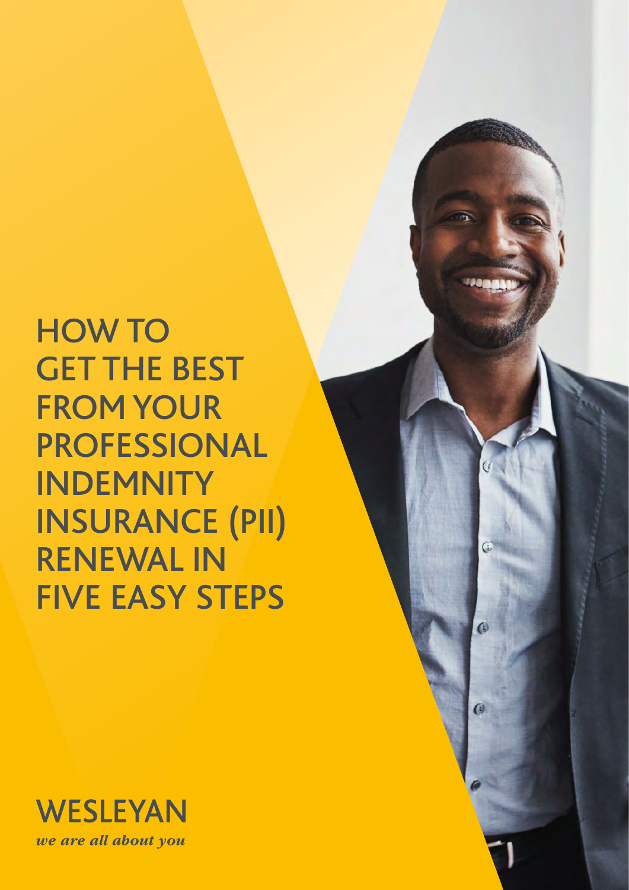# HOW TO GET THE BEST FROM YOUR PROFESSIONAL INDEMNITY INSURANCE (PII) RENEWAL IN FIVE EASY STEPS

WESLEYAN

*we are all about you*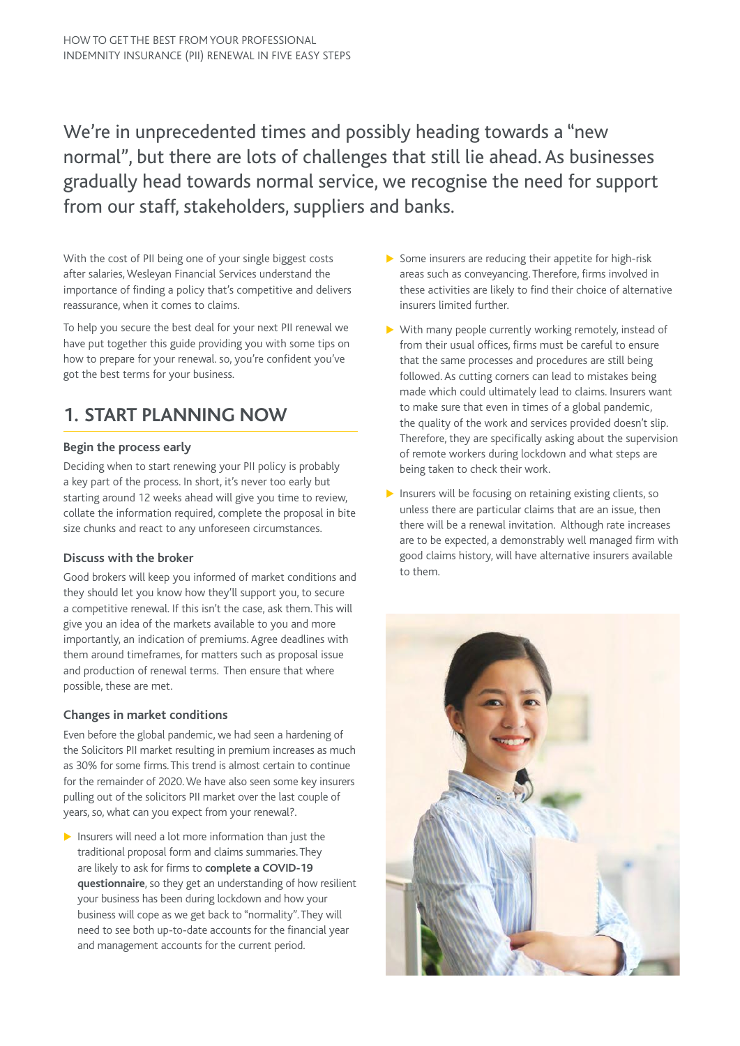We're in unprecedented times and possibly heading towards a "new normal", but there are lots of challenges that still lie ahead. As businesses gradually head towards normal service, we recognise the need for support from our staff, stakeholders, suppliers and banks.

With the cost of PII being one of your single biggest costs after salaries, Wesleyan Financial Services understand the importance of finding a policy that's competitive and delivers reassurance, when it comes to claims.

To help you secure the best deal for your next PII renewal we have put together this guide providing you with some tips on how to prepare for your renewal. so, you're confident you've got the best terms for your business.

## 1. START PLANNING NOW

### Begin the process early

Deciding when to start renewing your PII policy is probably a key part of the process. In short, it's never too early but starting around 12 weeks ahead will give you time to review, collate the information required, complete the proposal in bite size chunks and react to any unforeseen circumstances.

### Discuss with the broker

Good brokers will keep you informed of market conditions and they should let you know how they'll support you, to secure a competitive renewal. If this isn't the case, ask them. This will give you an idea of the markets available to you and more importantly, an indication of premiums. Agree deadlines with them around timeframes, for matters such as proposal issue and production of renewal terms. Then ensure that where possible, these are met.

### Changes in market conditions

Even before the global pandemic, we had seen a hardening of the Solicitors PII market resulting in premium increases as much as 30% for some firms. This trend is almost certain to continue for the remainder of 2020. We have also seen some key insurers pulling out of the solicitors PII market over the last couple of years, so, what can you expect from your renewal?.

- Insurers will need a lot more information than just the traditional proposal form and claims summaries. They are likely to ask for firms to **complete a COVID-19 questionnaire**, so they get an understanding of how resilient your business has been during lockdown and how your business will cope as we get back to "normality". They will need to see both up-to-date accounts for the financial year and management accounts for the current period.
- Some insurers are reducing their appetite for high-risk areas such as conveyancing. Therefore, firms involved in these activities are likely to find their choice of alternative insurers limited further.
- With many people currently working remotely, instead of from their usual offices, firms must be careful to ensure that the same processes and procedures are still being followed. As cutting corners can lead to mistakes being made which could ultimately lead to claims. Insurers want to make sure that even in times of a global pandemic, the quality of the work and services provided doesn't slip. Therefore, they are specifically asking about the supervision of remote workers during lockdown and what steps are being taken to check their work.
- Insurers will be focusing on retaining existing clients, so unless there are particular claims that are an issue, then there will be a renewal invitation. Although rate increases are to be expected, a demonstrably well managed firm with good claims history, will have alternative insurers available to them.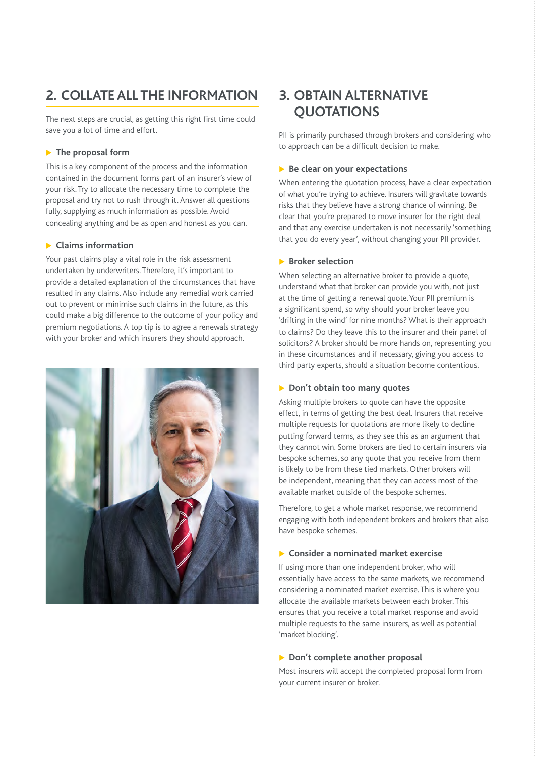## 2. COLLATE ALL THE INFORMATION

The next steps are crucial, as getting this right first time could save you a lot of time and effort.

### The proposal form

This is a key component of the process and the information contained in the document forms part of an insurer's view of your risk. Try to allocate the necessary time to complete the proposal and try not to rush through it. Answer all questions fully, supplying as much information as possible. Avoid concealing anything and be as open and honest as you can.

### Claims information

Your past claims play a vital role in the risk assessment undertaken by underwriters. Therefore, it's important to provide a detailed explanation of the circumstances that have resulted in any claims. Also include any remedial work carried out to prevent or minimise such claims in the future, as this could make a big difference to the outcome of your policy and premium negotiations. A top tip is to agree a renewals strategy with your broker and which insurers they should approach.

## 3. OBTAIN ALTERNATIVE QUOTATIONS

PII is primarily purchased through brokers and considering who to approach can be a difficult decision to make.

### Be clear on your expectations

When entering the quotation process, have a clear expectation of what you're trying to achieve. Insurers will gravitate towards risks that they believe have a strong chance of winning. Be clear that you're prepared to move insurer for the right deal and that any exercise undertaken is not necessarily 'something that you do every year', without changing your PII provider.

### Broker selection

When selecting an alternative broker to provide a quote, understand what that broker can provide you with, not just at the time of getting a renewal quote. Your PII premium is a significant spend, so why should your broker leave you 'drifting in the wind' for nine months? What is their approach to claims? Do they leave this to the insurer and their panel of solicitors? A broker should be more hands on, representing you in these circumstances and if necessary, giving you access to third party experts, should a situation become contentious.

### Don't obtain too many quotes

Asking multiple brokers to quote can have the opposite effect, in terms of getting the best deal. Insurers that receive multiple requests for quotations are more likely to decline putting forward terms, as they see this as an argument that they cannot win. Some brokers are tied to certain insurers via bespoke schemes, so any quote that you receive from them is likely to be from these tied markets. Other brokers will be independent, meaning that they can access most of the available market outside of the bespoke schemes.

Therefore, to get a whole market response, we recommend engaging with both independent brokers and brokers that also have bespoke schemes.

### Consider a nominated market exercise

If using more than one independent broker, who will essentially have access to the same markets, we recommend considering a nominated market exercise. This is where you allocate the available markets between each broker. This ensures that you receive a total market response and avoid multiple requests to the same insurers, as well as potential 'market blocking'.

### Don't complete another proposal

Most insurers will accept the completed proposal form from your current insurer or broker.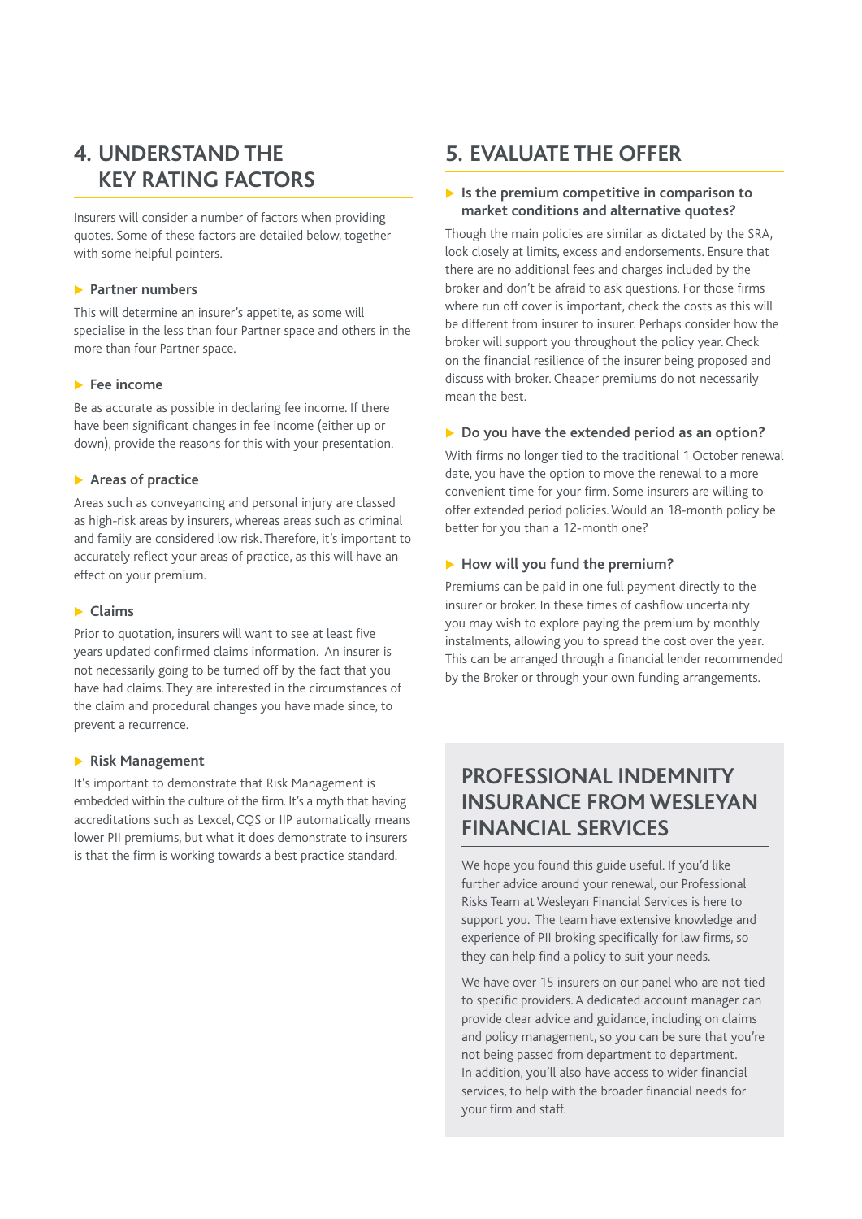## 4. UNDERSTAND THE KEY RATING FACTORS

Insurers will consider a number of factors when providing quotes. Some of these factors are detailed below, together with some helpful pointers.

### Partner numbers

This will determine an insurer's appetite, as some will specialise in the less than four Partner space and others in the more than four Partner space.

### Fee income

Be as accurate as possible in declaring fee income. If there have been significant changes in fee income (either up or down), provide the reasons for this with your presentation.

### Areas of practice

Areas such as conveyancing and personal injury are classed as high-risk areas by insurers, whereas areas such as criminal and family are considered low risk. Therefore, it's important to accurately reflect your areas of practice, as this will have an effect on your premium.

### Claims

Prior to quotation, insurers will want to see at least five years updated confirmed claims information. An insurer is not necessarily going to be turned off by the fact that you have had claims. They are interested in the circumstances of the claim and procedural changes you have made since, to prevent a recurrence.

### Risk Management

It's important to demonstrate that Risk Management is embedded within the culture of the firm. It's a myth that having accreditations such as Lexcel, CQS or IIP automatically means lower PII premiums, but what it does demonstrate to insurers is that the firm is working towards a best practice standard.

## 5. EVALUATE THE OFFER

### Is the premium competitive in comparison to market conditions and alternative quotes?

Though the main policies are similar as dictated by the SRA, look closely at limits, excess and endorsements. Ensure that there are no additional fees and charges included by the broker and don't be afraid to ask questions. For those firms where run off cover is important, check the costs as this will be different from insurer to insurer. Perhaps consider how the broker will support you throughout the policy year. Check on the financial resilience of the insurer being proposed and discuss with broker. Cheaper premiums do not necessarily mean the best.

### Do you have the extended period as an option?

With firms no longer tied to the traditional 1 October renewal date, you have the option to move the renewal to a more convenient time for your firm. Some insurers are willing to offer extended period policies. Would an 18-month policy be better for you than a 12-month one?

### How will you fund the premium?

Premiums can be paid in one full payment directly to the insurer or broker. In these times of cashflow uncertainty you may wish to explore paying the premium by monthly instalments, allowing you to spread the cost over the year. This can be arranged through a financial lender recommended by the Broker or through your own funding arrangements.

## PROFESSIONAL INDEMNITY INSURANCE FROM WESLEYAN FINANCIAL SERVICES

We hope you found this guide useful. If you'd like further advice around your renewal, our Professional Risks Team at Wesleyan Financial Services is here to support you. The team have extensive knowledge and experience of PII broking specifically for law firms, so they can help find a policy to suit your needs.

We have over 15 insurers on our panel who are not tied to specific providers. A dedicated account manager can provide clear advice and guidance, including on claims and policy management, so you can be sure that you're not being passed from department to department. In addition, you'll also have access to wider financial services, to help with the broader financial needs for your firm and staff.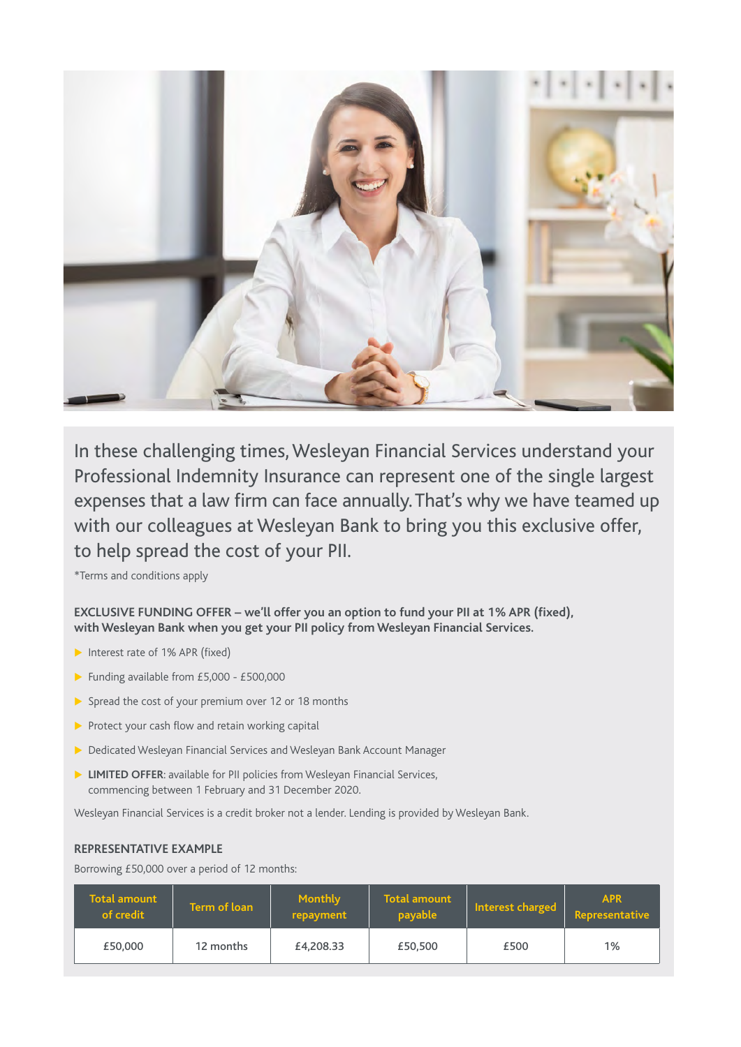In these challenging times, Wesleyan Financial Services understand your Professional Indemnity Insurance can represent one of the single largest expenses that a law firm can face annually. That's why we have teamed up with our colleagues at Wesleyan Bank to bring you this exclusive offer, to help spread the cost of your PII.

*Terms and conditions apply

**EXCLUSIVE FUNDING OFFER – we'll offer you an option to fund your PII at 1% APR (fixed), with Wesleyan Bank when you get your PII policy from Wesleyan Financial Services.**

- Interest rate of 1% APR (fixed)
- Funding available from £5,000 - £500,000
- Spread the cost of your premium over 12 or 18 months
- Protect your cash flow and retain working capital
- Dedicated Wesleyan Financial Services and Wesleyan Bank Account Manager
- **LIMITED OFFER**: available for PII policies from Wesleyan Financial Services, commencing between 1 February and 31 December 2020.

Wesleyan Financial Services is a credit broker not a lender. Lending is provided by Wesleyan Bank.

**REPRESENTATIVE EXAMPLE**

Borrowing £50,000 over a period of 12 months:

| Total amount of credit | Term of loan | Monthly repayment | Total amount payable | Interest charged | APR Representative |
|---|---|---|---|---|---|
| £50,000 | 12 months | £4,208.33 | £50,500 | £500 | 1% |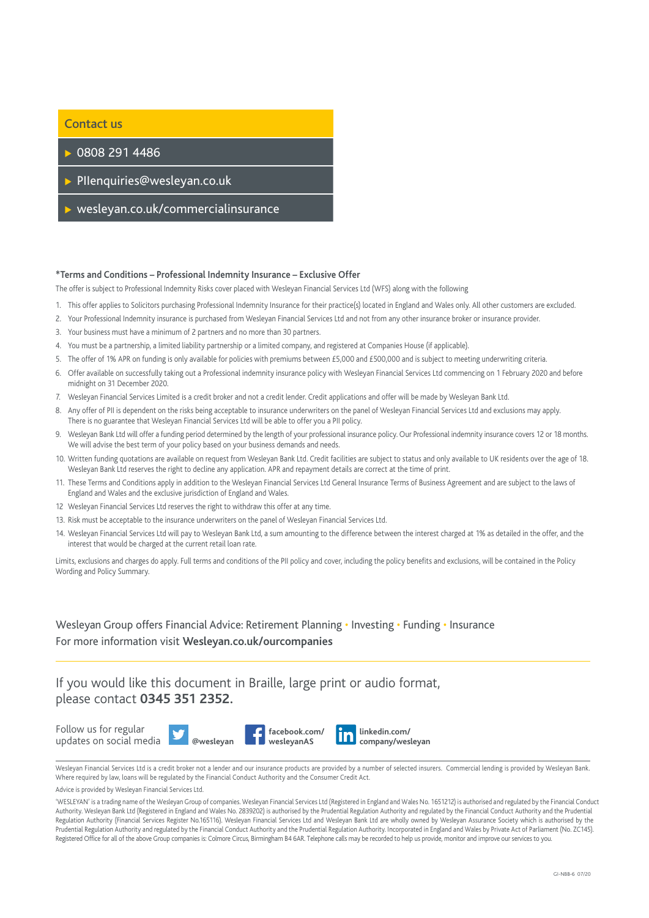## Contact us

- 0808 291 4486
- PIlenquiries@wesleyan.co.uk
- wesleyan.co.uk/commercialinsurance

### *Terms and Conditions – Professional Indemnity Insurance – Exclusive Offer

The offer is subject to Professional Indemnity Risks cover placed with Wesleyan Financial Services Ltd (WFS) along with the following

1. This offer applies to Solicitors purchasing Professional Indemnity Insurance for their practice(s) located in England and Wales only. All other customers are excluded.
2. Your Professional Indemnity insurance is purchased from Wesleyan Financial Services Ltd and not from any other insurance broker or insurance provider.
3. Your business must have a minimum of 2 partners and no more than 30 partners.
4. You must be a partnership, a limited liability partnership or a limited company, and registered at Companies House (if applicable).
5. The offer of 1% APR on funding is only available for policies with premiums between £5,000 and £500,000 and is subject to meeting underwriting criteria.
6. Offer available on successfully taking out a Professional indemnity insurance policy with Wesleyan Financial Services Ltd commencing on 1 February 2020 and before midnight on 31 December 2020.
7. Wesleyan Financial Services Limited is a credit broker and not a credit lender. Credit applications and offer will be made by Wesleyan Bank Ltd.
8. Any offer of PII is dependent on the risks being acceptable to insurance underwriters on the panel of Wesleyan Financial Services Ltd and exclusions may apply. There is no guarantee that Wesleyan Financial Services Ltd will be able to offer you a PII policy.
9. Wesleyan Bank Ltd will offer a funding period determined by the length of your professional insurance policy. Our Professional indemnity insurance covers 12 or 18 months. We will advise the best term of your policy based on your business demands and needs.
10. Written funding quotations are available on request from Wesleyan Bank Ltd. Credit facilities are subject to status and only available to UK residents over the age of 18. Wesleyan Bank Ltd reserves the right to decline any application. APR and repayment details are correct at the time of print.
11. These Terms and Conditions apply in addition to the Wesleyan Financial Services Ltd General Insurance Terms of Business Agreement and are subject to the laws of England and Wales and the exclusive jurisdiction of England and Wales.
12. Wesleyan Financial Services Ltd reserves the right to withdraw this offer at any time.
13. Risk must be acceptable to the insurance underwriters on the panel of Wesleyan Financial Services Ltd.
14. Wesleyan Financial Services Ltd will pay to Wesleyan Bank Ltd, a sum amounting to the difference between the interest charged at 1% as detailed in the offer, and the interest that would be charged at the current retail loan rate.

Limits, exclusions and charges do apply. Full terms and conditions of the PII policy and cover, including the policy benefits and exclusions, will be contained in the Policy Wording and Policy Summary.

Wesleyan Group offers Financial Advice: Retirement Planning • Investing • Funding • Insurance
For more information visit **Wesleyan.co.uk/ourcompanies**

If you would like this document in Braille, large print or audio format, please contact **0345 351 2352**.

Follow us for regular updates on social media **@wesleyan** **facebook.com/wesleyanAS** **linkedin.com/company/wesleyan**

Wesleyan Financial Services Ltd is a credit broker not a lender and our insurance products are provided by a number of selected insurers. Commercial lending is provided by Wesleyan Bank. Where required by law, loans will be regulated by the Financial Conduct Authority and the Consumer Credit Act.

Advice is provided by Wesleyan Financial Services Ltd.

'WESLEYAN' is a trading name of the Wesleyan Group of companies. Wesleyan Financial Services Ltd (Registered in England and Wales No. 1651212) is authorised and regulated by the Financial Conduct Authority. Wesleyan Bank Ltd (Registered in England and Wales No. 2839202) is authorised by the Prudential Regulation Authority and regulated by the Financial Conduct Authority and the Prudential Regulation Authority (Financial Services Register No.165116). Wesleyan Financial Services Ltd and Wesleyan Bank Ltd are wholly owned by Wesleyan Assurance Society which is authorised by the Prudential Regulation Authority and regulated by the Financial Conduct Authority and the Prudential Regulation Authority. Incorporated in England and Wales by Private Act of Parliament (No. ZC145). Registered Office for all of the above Group companies is: Colmore Circus, Birmingham B4 6AR. Telephone calls may be recorded to help us provide, monitor and improve our services to you.

GI-NBB-6 07/20